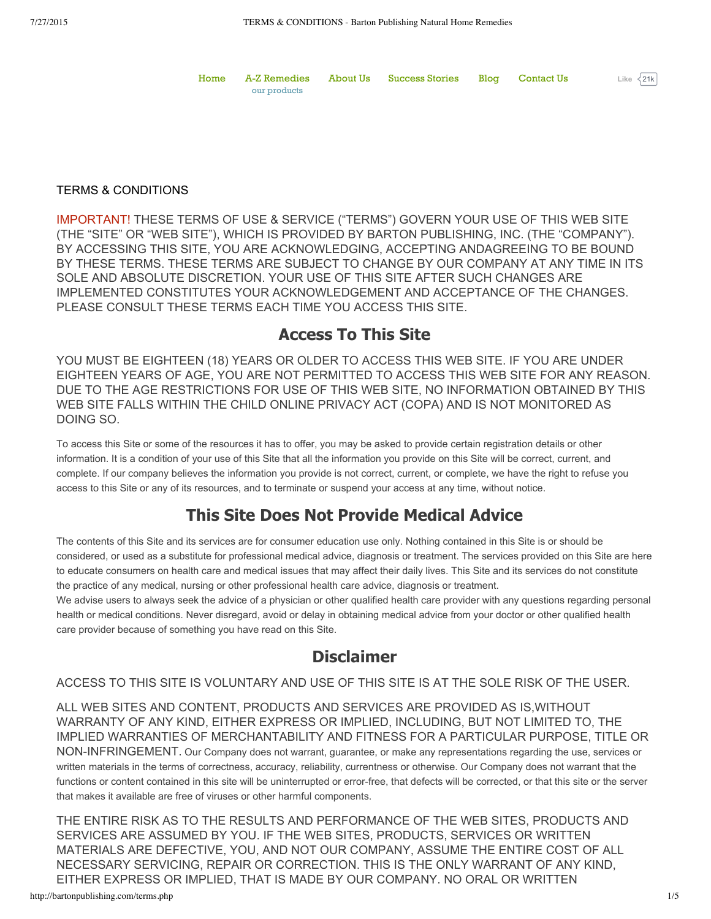Home | A-Z Remedies our products | About Us | Success Stories | Blog | Contact Us

TERMS & CONDITIONS

IMPORTANT! THESE TERMS OF USE & SERVICE ("TERMS") GOVERN YOUR USE OF THIS WEB SITE (THE "SITE" OR "WEB SITE"), WHICH IS PROVIDED BY BARTON PUBLISHING, INC. (THE "COMPANY"). BY ACCESSING THIS SITE, YOU ARE ACKNOWLEDGING, ACCEPTING ANDAGREEING TO BE BOUND BY THESE TERMS. THESE TERMS ARE SUBJECT TO CHANGE BY OUR COMPANY AT ANY TIME IN ITS SOLE AND ABSOLUTE DISCRETION. YOUR USE OF THIS SITE AFTER SUCH CHANGES ARE IMPLEMENTED CONSTITUTES YOUR ACKNOWLEDGEMENT AND ACCEPTANCE OF THE CHANGES. PLEASE CONSULT THESE TERMS EACH TIME YOU ACCESS THIS SITE.

## Access To This Site

YOU MUST BE EIGHTEEN (18) YEARS OR OLDER TO ACCESS THIS WEB SITE. IF YOU ARE UNDER EIGHTEEN YEARS OF AGE, YOU ARE NOT PERMITTED TO ACCESS THIS WEB SITE FOR ANY REASON. DUE TO THE AGE RESTRICTIONS FOR USE OF THIS WEB SITE, NO INFORMATION OBTAINED BY THIS WEB SITE FALLS WITHIN THE CHILD ONLINE PRIVACY ACT (COPA) AND IS NOT MONITORED AS DOING SO.

To access this Site or some of the resources it has to offer, you may be asked to provide certain registration details or other information. It is a condition of your use of this Site that all the information you provide on this Site will be correct, current, and complete. If our company believes the information you provide is not correct, current, or complete, we have the right to refuse you access to this Site or any of its resources, and to terminate or suspend your access at any time, without notice.

## This Site Does Not Provide Medical Advice

The contents of this Site and its services are for consumer education use only. Nothing contained in this Site is or should be considered, or used as a substitute for professional medical advice, diagnosis or treatment. The services provided on this Site are here to educate consumers on health care and medical issues that may affect their daily lives. This Site and its services do not constitute the practice of any medical, nursing or other professional health care advice, diagnosis or treatment.
We advise users to always seek the advice of a physician or other qualified health care provider with any questions regarding personal health or medical conditions. Never disregard, avoid or delay in obtaining medical advice from your doctor or other qualified health care provider because of something you have read on this Site.

## Disclaimer

ACCESS TO THIS SITE IS VOLUNTARY AND USE OF THIS SITE IS AT THE SOLE RISK OF THE USER.

ALL WEB SITES AND CONTENT, PRODUCTS AND SERVICES ARE PROVIDED AS IS,WITHOUT WARRANTY OF ANY KIND, EITHER EXPRESS OR IMPLIED, INCLUDING, BUT NOT LIMITED TO, THE IMPLIED WARRANTIES OF MERCHANTABILITY AND FITNESS FOR A PARTICULAR PURPOSE, TITLE OR NON-INFRINGEMENT. Our Company does not warrant, guarantee, or make any representations regarding the use, services or written materials in the terms of correctness, accuracy, reliability, currentness or otherwise. Our Company does not warrant that the functions or content contained in this site will be uninterrupted or error-free, that defects will be corrected, or that this site or the server that makes it available are free of viruses or other harmful components.

THE ENTIRE RISK AS TO THE RESULTS AND PERFORMANCE OF THE WEB SITES, PRODUCTS AND SERVICES ARE ASSUMED BY YOU. IF THE WEB SITES, PRODUCTS, SERVICES OR WRITTEN MATERIALS ARE DEFECTIVE, YOU, AND NOT OUR COMPANY, ASSUME THE ENTIRE COST OF ALL NECESSARY SERVICING, REPAIR OR CORRECTION. THIS IS THE ONLY WARRANT OF ANY KIND, EITHER EXPRESS OR IMPLIED, THAT IS MADE BY OUR COMPANY. NO ORAL OR WRITTEN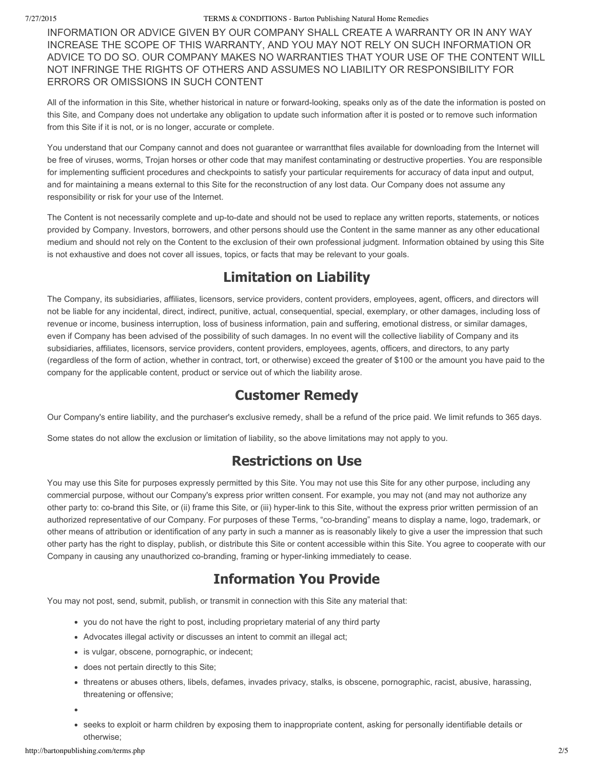INFORMATION OR ADVICE GIVEN BY OUR COMPANY SHALL CREATE A WARRANTY OR IN ANY WAY INCREASE THE SCOPE OF THIS WARRANTY, AND YOU MAY NOT RELY ON SUCH INFORMATION OR ADVICE TO DO SO. OUR COMPANY MAKES NO WARRANTIES THAT YOUR USE OF THE CONTENT WILL NOT INFRINGE THE RIGHTS OF OTHERS AND ASSUMES NO LIABILITY OR RESPONSIBILITY FOR ERRORS OR OMISSIONS IN SUCH CONTENT

All of the information in this Site, whether historical in nature or forward-looking, speaks only as of the date the information is posted on this Site, and Company does not undertake any obligation to update such information after it is posted or to remove such information from this Site if it is not, or is no longer, accurate or complete.

You understand that our Company cannot and does not guarantee or warrantthat files available for downloading from the Internet will be free of viruses, worms, Trojan horses or other code that may manifest contaminating or destructive properties. You are responsible for implementing sufficient procedures and checkpoints to satisfy your particular requirements for accuracy of data input and output, and for maintaining a means external to this Site for the reconstruction of any lost data. Our Company does not assume any responsibility or risk for your use of the Internet.

The Content is not necessarily complete and up-to-date and should not be used to replace any written reports, statements, or notices provided by Company. Investors, borrowers, and other persons should use the Content in the same manner as any other educational medium and should not rely on the Content to the exclusion of their own professional judgment. Information obtained by using this Site is not exhaustive and does not cover all issues, topics, or facts that may be relevant to your goals.

## Limitation on Liability

The Company, its subsidiaries, affiliates, licensors, service providers, content providers, employees, agent, officers, and directors will not be liable for any incidental, direct, indirect, punitive, actual, consequential, special, exemplary, or other damages, including loss of revenue or income, business interruption, loss of business information, pain and suffering, emotional distress, or similar damages, even if Company has been advised of the possibility of such damages. In no event will the collective liability of Company and its subsidiaries, affiliates, licensors, service providers, content providers, employees, agents, officers, and directors, to any party (regardless of the form of action, whether in contract, tort, or otherwise) exceed the greater of $100 or the amount you have paid to the company for the applicable content, product or service out of which the liability arose.

## Customer Remedy

Our Company's entire liability, and the purchaser's exclusive remedy, shall be a refund of the price paid. We limit refunds to 365 days.

Some states do not allow the exclusion or limitation of liability, so the above limitations may not apply to you.

## Restrictions on Use

You may use this Site for purposes expressly permitted by this Site. You may not use this Site for any other purpose, including any commercial purpose, without our Company's express prior written consent. For example, you may not (and may not authorize any other party to: co-brand this Site, or (ii) frame this Site, or (iii) hyper-link to this Site, without the express prior written permission of an authorized representative of our Company. For purposes of these Terms, “co-branding” means to display a name, logo, trademark, or other means of attribution or identification of any party in such a manner as is reasonably likely to give a user the impression that such other party has the right to display, publish, or distribute this Site or content accessible within this Site. You agree to cooperate with our Company in causing any unauthorized co-branding, framing or hyper-linking immediately to cease.

## Information You Provide

You may not post, send, submit, publish, or transmit in connection with this Site any material that:

- you do not have the right to post, including proprietary material of any third party
- Advocates illegal activity or discusses an intent to commit an illegal act;
- is vulgar, obscene, pornographic, or indecent;
- does not pertain directly to this Site;
- threatens or abuses others, libels, defames, invades privacy, stalks, is obscene, pornographic, racist, abusive, harassing, threatening or offensive;
- 
- seeks to exploit or harm children by exposing them to inappropriate content, asking for personally identifiable details or otherwise;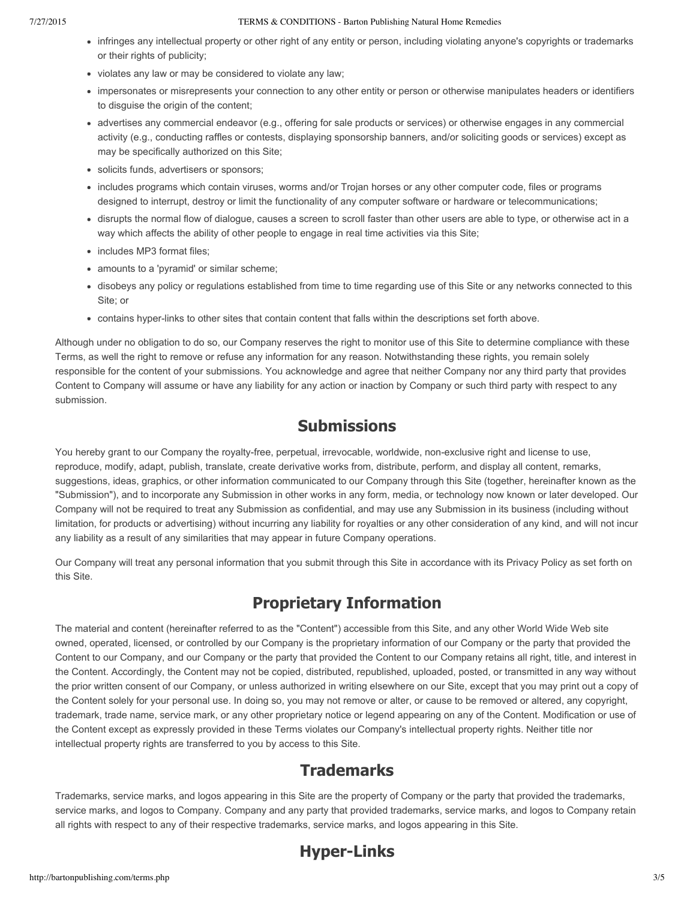- infringes any intellectual property or other right of any entity or person, including violating anyone's copyrights or trademarks or their rights of publicity;
- violates any law or may be considered to violate any law;
- impersonates or misrepresents your connection to any other entity or person or otherwise manipulates headers or identifiers to disguise the origin of the content;
- advertises any commercial endeavor (e.g., offering for sale products or services) or otherwise engages in any commercial activity (e.g., conducting raffles or contests, displaying sponsorship banners, and/or soliciting goods or services) except as may be specifically authorized on this Site;
- solicits funds, advertisers or sponsors;
- includes programs which contain viruses, worms and/or Trojan horses or any other computer code, files or programs designed to interrupt, destroy or limit the functionality of any computer software or hardware or telecommunications;
- disrupts the normal flow of dialogue, causes a screen to scroll faster than other users are able to type, or otherwise act in a way which affects the ability of other people to engage in real time activities via this Site;
- includes MP3 format files;
- amounts to a 'pyramid' or similar scheme;
- disobeys any policy or regulations established from time to time regarding use of this Site or any networks connected to this Site; or
- contains hyper-links to other sites that contain content that falls within the descriptions set forth above.

Although under no obligation to do so, our Company reserves the right to monitor use of this Site to determine compliance with these Terms, as well the right to remove or refuse any information for any reason. Notwithstanding these rights, you remain solely responsible for the content of your submissions. You acknowledge and agree that neither Company nor any third party that provides Content to Company will assume or have any liability for any action or inaction by Company or such third party with respect to any submission.

## Submissions

You hereby grant to our Company the royalty-free, perpetual, irrevocable, worldwide, non-exclusive right and license to use, reproduce, modify, adapt, publish, translate, create derivative works from, distribute, perform, and display all content, remarks, suggestions, ideas, graphics, or other information communicated to our Company through this Site (together, hereinafter known as the "Submission"), and to incorporate any Submission in other works in any form, media, or technology now known or later developed. Our Company will not be required to treat any Submission as confidential, and may use any Submission in its business (including without limitation, for products or advertising) without incurring any liability for royalties or any other consideration of any kind, and will not incur any liability as a result of any similarities that may appear in future Company operations.

Our Company will treat any personal information that you submit through this Site in accordance with its Privacy Policy as set forth on this Site.

## Proprietary Information

The material and content (hereinafter referred to as the "Content") accessible from this Site, and any other World Wide Web site owned, operated, licensed, or controlled by our Company is the proprietary information of our Company or the party that provided the Content to our Company, and our Company or the party that provided the Content to our Company retains all right, title, and interest in the Content. Accordingly, the Content may not be copied, distributed, republished, uploaded, posted, or transmitted in any way without the prior written consent of our Company, or unless authorized in writing elsewhere on our Site, except that you may print out a copy of the Content solely for your personal use. In doing so, you may not remove or alter, or cause to be removed or altered, any copyright, trademark, trade name, service mark, or any other proprietary notice or legend appearing on any of the Content. Modification or use of the Content except as expressly provided in these Terms violates our Company's intellectual property rights. Neither title nor intellectual property rights are transferred to you by access to this Site.

## Trademarks

Trademarks, service marks, and logos appearing in this Site are the property of Company or the party that provided the trademarks, service marks, and logos to Company. Company and any party that provided trademarks, service marks, and logos to Company retain all rights with respect to any of their respective trademarks, service marks, and logos appearing in this Site.

## Hyper-Links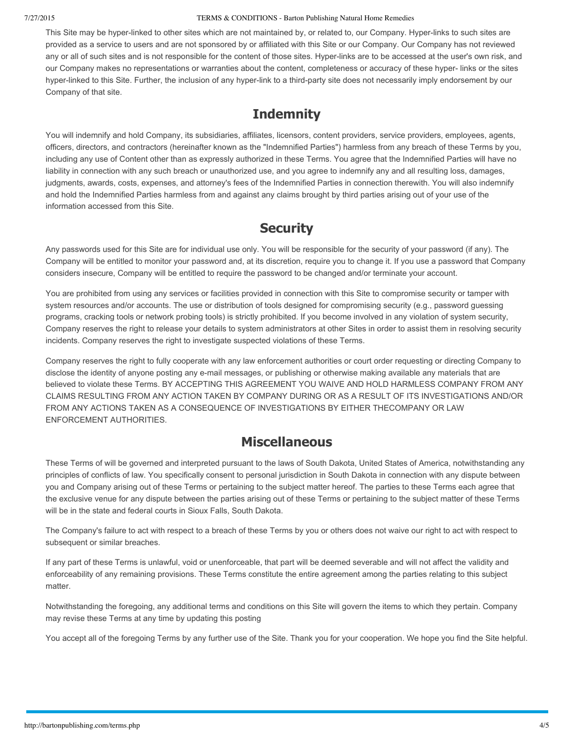This Site may be hyper-linked to other sites which are not maintained by, or related to, our Company. Hyper-links to such sites are provided as a service to users and are not sponsored by or affiliated with this Site or our Company. Our Company has not reviewed any or all of such sites and is not responsible for the content of those sites. Hyper-links are to be accessed at the user's own risk, and our Company makes no representations or warranties about the content, completeness or accuracy of these hyper- links or the sites hyper-linked to this Site. Further, the inclusion of any hyper-link to a third-party site does not necessarily imply endorsement by our Company of that site.

## Indemnity

You will indemnify and hold Company, its subsidiaries, affiliates, licensors, content providers, service providers, employees, agents, officers, directors, and contractors (hereinafter known as the "Indemnified Parties") harmless from any breach of these Terms by you, including any use of Content other than as expressly authorized in these Terms. You agree that the Indemnified Parties will have no liability in connection with any such breach or unauthorized use, and you agree to indemnify any and all resulting loss, damages, judgments, awards, costs, expenses, and attorney's fees of the Indemnified Parties in connection therewith. You will also indemnify and hold the Indemnified Parties harmless from and against any claims brought by third parties arising out of your use of the information accessed from this Site.

## Security

Any passwords used for this Site are for individual use only. You will be responsible for the security of your password (if any). The Company will be entitled to monitor your password and, at its discretion, require you to change it. If you use a password that Company considers insecure, Company will be entitled to require the password to be changed and/or terminate your account.

You are prohibited from using any services or facilities provided in connection with this Site to compromise security or tamper with system resources and/or accounts. The use or distribution of tools designed for compromising security (e.g., password guessing programs, cracking tools or network probing tools) is strictly prohibited. If you become involved in any violation of system security, Company reserves the right to release your details to system administrators at other Sites in order to assist them in resolving security incidents. Company reserves the right to investigate suspected violations of these Terms.

Company reserves the right to fully cooperate with any law enforcement authorities or court order requesting or directing Company to disclose the identity of anyone posting any e-mail messages, or publishing or otherwise making available any materials that are believed to violate these Terms. BY ACCEPTING THIS AGREEMENT YOU WAIVE AND HOLD HARMLESS COMPANY FROM ANY CLAIMS RESULTING FROM ANY ACTION TAKEN BY COMPANY DURING OR AS A RESULT OF ITS INVESTIGATIONS AND/OR FROM ANY ACTIONS TAKEN AS A CONSEQUENCE OF INVESTIGATIONS BY EITHER THECOMPANY OR LAW ENFORCEMENT AUTHORITIES.

## Miscellaneous

These Terms of will be governed and interpreted pursuant to the laws of South Dakota, United States of America, notwithstanding any principles of conflicts of law. You specifically consent to personal jurisdiction in South Dakota in connection with any dispute between you and Company arising out of these Terms or pertaining to the subject matter hereof. The parties to these Terms each agree that the exclusive venue for any dispute between the parties arising out of these Terms or pertaining to the subject matter of these Terms will be in the state and federal courts in Sioux Falls, South Dakota.

The Company's failure to act with respect to a breach of these Terms by you or others does not waive our right to act with respect to subsequent or similar breaches.

If any part of these Terms is unlawful, void or unenforceable, that part will be deemed severable and will not affect the validity and enforceability of any remaining provisions. These Terms constitute the entire agreement among the parties relating to this subject matter.

Notwithstanding the foregoing, any additional terms and conditions on this Site will govern the items to which they pertain. Company may revise these Terms at any time by updating this posting

You accept all of the foregoing Terms by any further use of the Site. Thank you for your cooperation. We hope you find the Site helpful.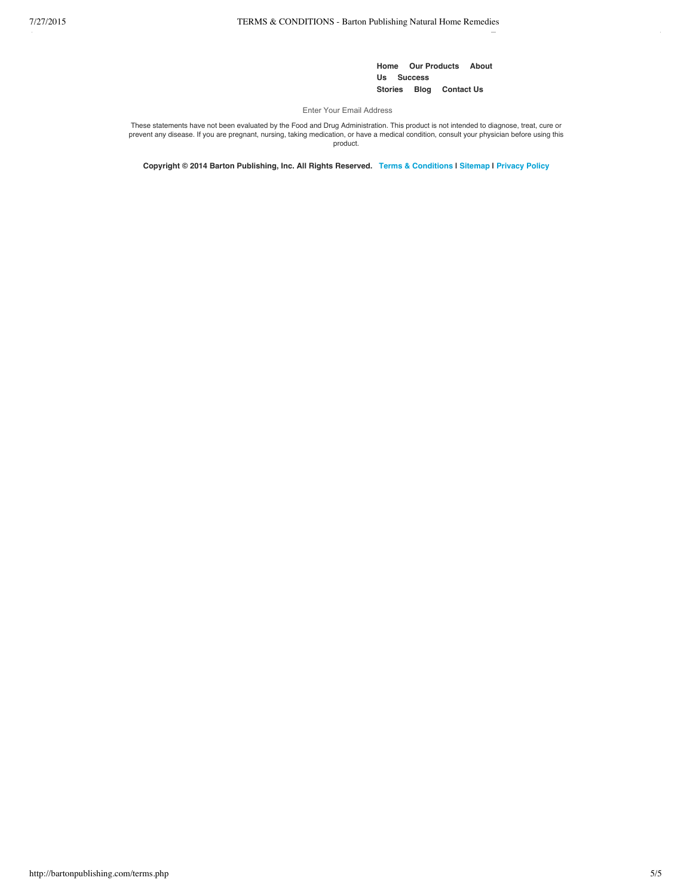**Home** **Our Products** **About Us** **Success Stories** **Blog** **Contact Us**

Enter Your Email Address

These statements have not been evaluated by the Food and Drug Administration. This product is not intended to diagnose, treat, cure or prevent any disease. If you are pregnant, nursing, taking medication, or have a medical condition, consult your physician before using this product.

**Copyright © 2014 Barton Publishing, Inc. All Rights Reserved.** **Terms & Conditions** **|** **Sitemap** **|** **Privacy Policy**